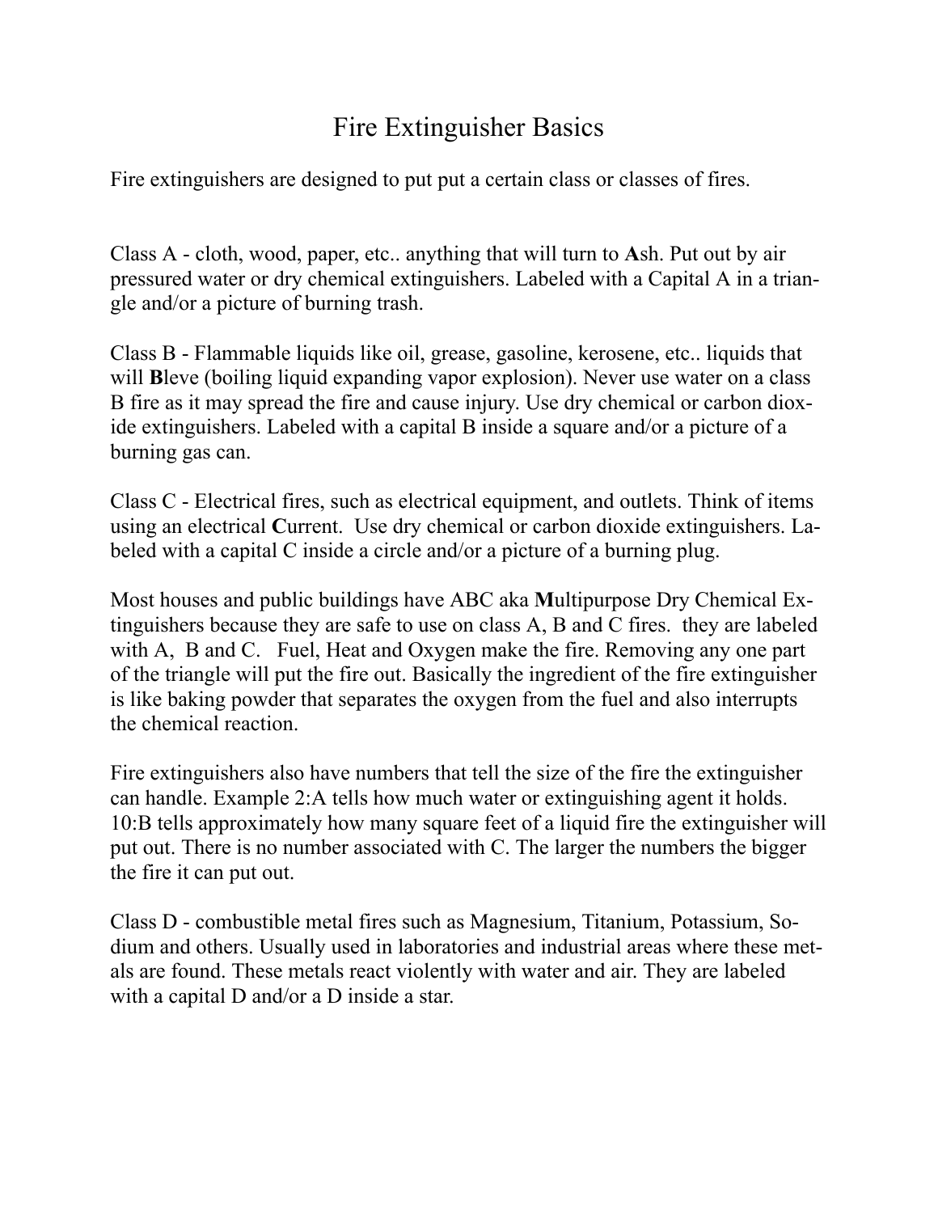# Fire Extinguisher Basics

Fire extinguishers are designed to put put a certain class or classes of fires.

Class A - cloth, wood, paper, etc.. anything that will turn to **A**sh. Put out by air pressured water or dry chemical extinguishers. Labeled with a Capital A in a triangle and/or a picture of burning trash.

Class B - Flammable liquids like oil, grease, gasoline, kerosene, etc.. liquids that will **B**leve (boiling liquid expanding vapor explosion). Never use water on a class B fire as it may spread the fire and cause injury. Use dry chemical or carbon dioxide extinguishers. Labeled with a capital B inside a square and/or a picture of a burning gas can.

Class C - Electrical fires, such as electrical equipment, and outlets. Think of items using an electrical **C**urrent. Use dry chemical or carbon dioxide extinguishers. Labeled with a capital C inside a circle and/or a picture of a burning plug.

Most houses and public buildings have ABC aka **M**ultipurpose Dry Chemical Extinguishers because they are safe to use on class A, B and C fires. they are labeled with A, B and C. Fuel, Heat and Oxygen make the fire. Removing any one part of the triangle will put the fire out. Basically the ingredient of the fire extinguisher is like baking powder that separates the oxygen from the fuel and also interrupts the chemical reaction.

Fire extinguishers also have numbers that tell the size of the fire the extinguisher can handle. Example 2:A tells how much water or extinguishing agent it holds. 10:B tells approximately how many square feet of a liquid fire the extinguisher will put out. There is no number associated with C. The larger the numbers the bigger the fire it can put out.

Class D - combustible metal fires such as Magnesium, Titanium, Potassium, Sodium and others. Usually used in laboratories and industrial areas where these metals are found. These metals react violently with water and air. They are labeled with a capital D and/or a D inside a star.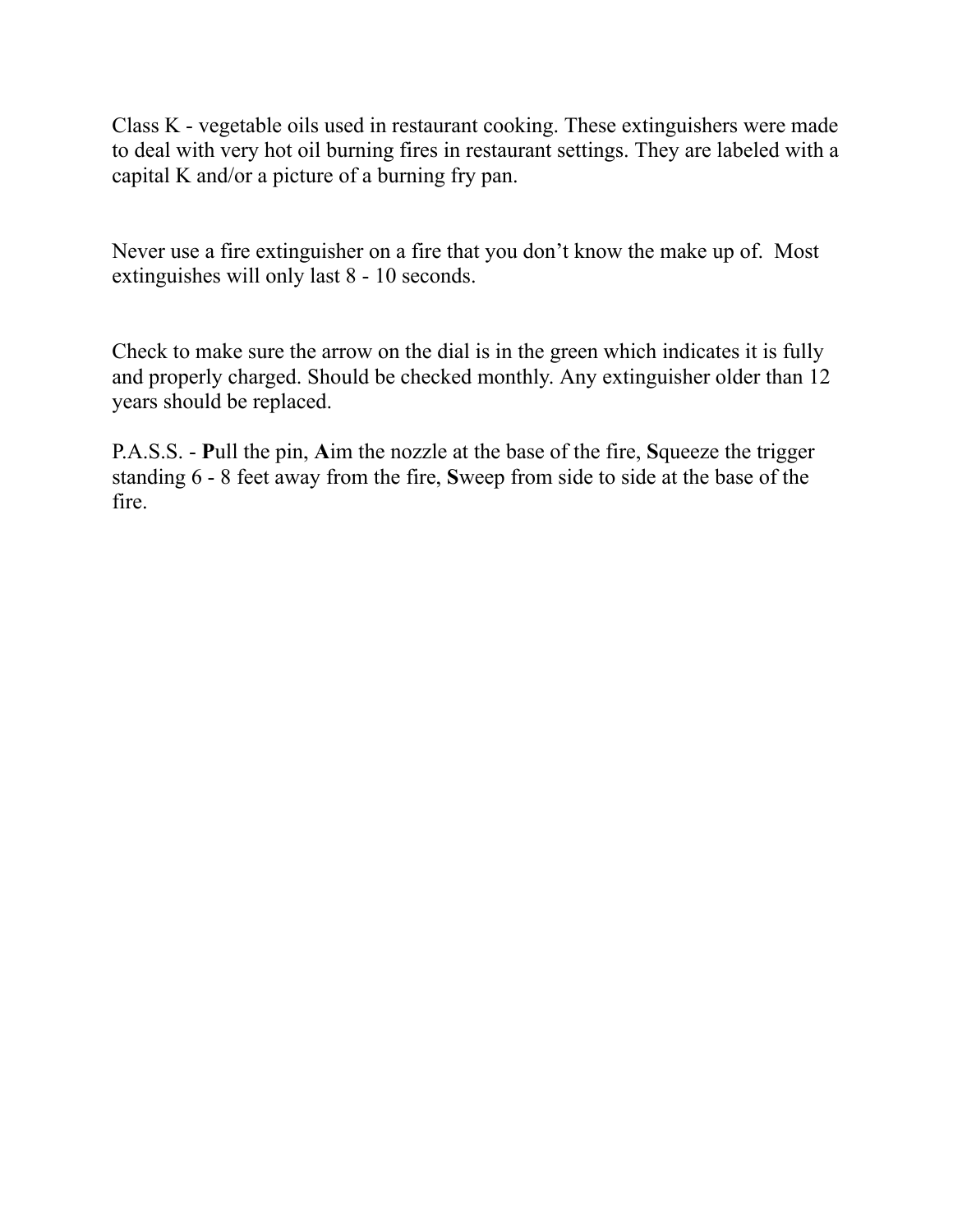Class K - vegetable oils used in restaurant cooking. These extinguishers were made to deal with very hot oil burning fires in restaurant settings. They are labeled with a capital K and/or a picture of a burning fry pan.

Never use a fire extinguisher on a fire that you don't know the make up of. Most extinguishes will only last 8 - 10 seconds.

Check to make sure the arrow on the dial is in the green which indicates it is fully and properly charged. Should be checked monthly. Any extinguisher older than 12 years should be replaced.

P.A.S.S. - **P**ull the pin, **A**im the nozzle at the base of the fire, **S**queeze the trigger standing 6 - 8 feet away from the fire, **S**weep from side to side at the base of the fire.